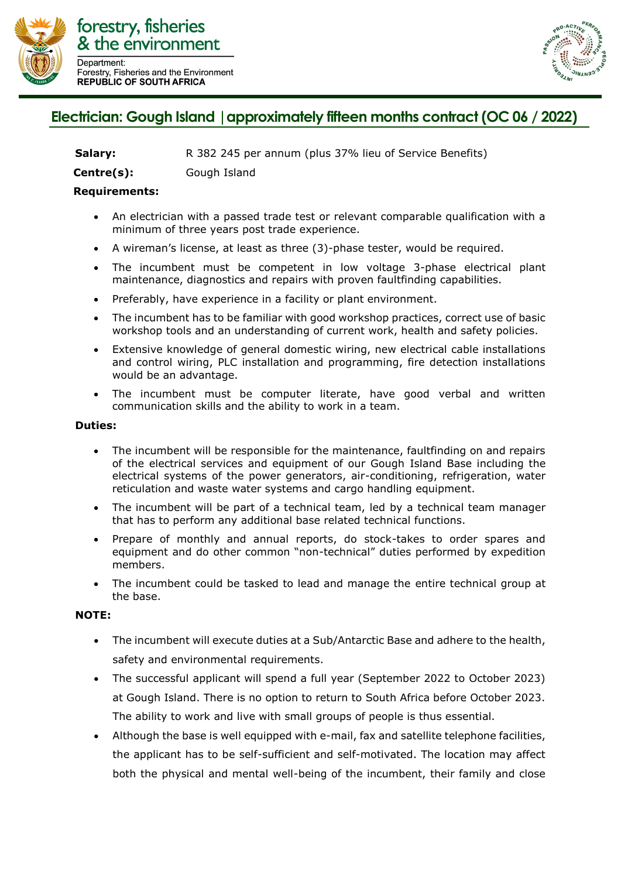forestry, fisheries & the environment

Department:
Forestry, Fisheries and the Environment
**REPUBLIC OF SOUTH AFRICA**

# Electrician: Gough Island | approximately fifteen months contract (OC 06 / 2022)

**Salary:** R 382 245 per annum (plus 37% lieu of Service Benefits)

**Centre(s):** Gough Island

**Requirements:**

- An electrician with a passed trade test or relevant comparable qualification with a minimum of three years post trade experience.
- A wireman's license, at least as three (3)-phase tester, would be required.
- The incumbent must be competent in low voltage 3-phase electrical plant maintenance, diagnostics and repairs with proven faultfinding capabilities.
- Preferably, have experience in a facility or plant environment.
- The incumbent has to be familiar with good workshop practices, correct use of basic workshop tools and an understanding of current work, health and safety policies.
- Extensive knowledge of general domestic wiring, new electrical cable installations and control wiring, PLC installation and programming, fire detection installations would be an advantage.
- The incumbent must be computer literate, have good verbal and written communication skills and the ability to work in a team.

**Duties:**

- The incumbent will be responsible for the maintenance, faultfinding on and repairs of the electrical services and equipment of our Gough Island Base including the electrical systems of the power generators, air-conditioning, refrigeration, water reticulation and waste water systems and cargo handling equipment.
- The incumbent will be part of a technical team, led by a technical team manager that has to perform any additional base related technical functions.
- Prepare of monthly and annual reports, do stock-takes to order spares and equipment and do other common "non-technical" duties performed by expedition members.
- The incumbent could be tasked to lead and manage the entire technical group at the base.

**NOTE:**

- The incumbent will execute duties at a Sub/Antarctic Base and adhere to the health, safety and environmental requirements.
- The successful applicant will spend a full year (September 2022 to October 2023) at Gough Island. There is no option to return to South Africa before October 2023. The ability to work and live with small groups of people is thus essential.
- Although the base is well equipped with e-mail, fax and satellite telephone facilities, the applicant has to be self-sufficient and self-motivated. The location may affect both the physical and mental well-being of the incumbent, their family and close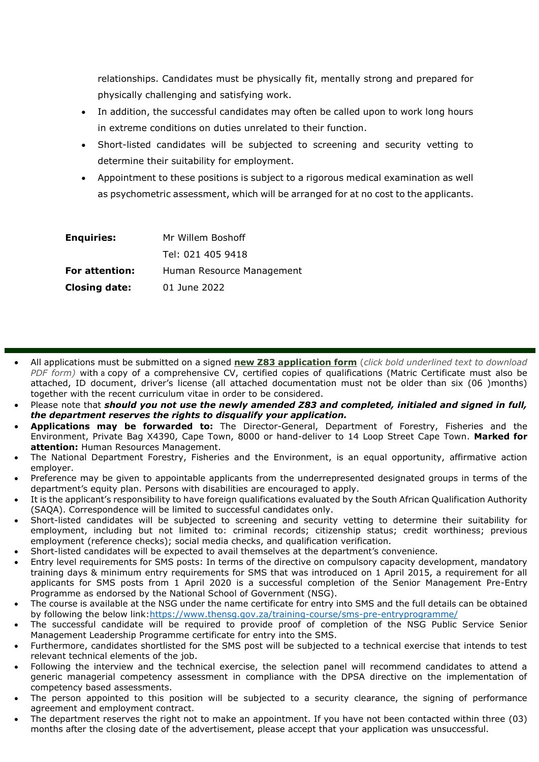relationships. Candidates must be physically fit, mentally strong and prepared for physically challenging and satisfying work.

- In addition, the successful candidates may often be called upon to work long hours in extreme conditions on duties unrelated to their function.
- Short-listed candidates will be subjected to screening and security vetting to determine their suitability for employment.
- Appointment to these positions is subject to a rigorous medical examination as well as psychometric assessment, which will be arranged for at no cost to the applicants.

| | |
|---|---|
| **Enquiries:** | Mr Willem Boshoff |
| | Tel: 021 405 9418 |
| **For attention:** | Human Resource Management |
| **Closing date:** | 01 June 2022 |

---

- All applications must be submitted on a signed **new Z83 application form** (*click bold underlined text to download PDF form)* with a copy of a comprehensive CV, certified copies of qualifications (Matric Certificate must also be attached, ID document, driver's license (all attached documentation must not be older than six (06 )months) together with the recent curriculum vitae in order to be considered.
- Please note that ***should you not use the newly amended Z83 and completed, initialed and signed in full, the department reserves the rights to disqualify your application.***
- **Applications may be forwarded to:** The Director-General, Department of Forestry, Fisheries and the Environment, Private Bag X4390, Cape Town, 8000 or hand-deliver to 14 Loop Street Cape Town. **Marked for attention:** Human Resources Management.
- The National Department Forestry, Fisheries and the Environment, is an equal opportunity, affirmative action employer.
- Preference may be given to appointable applicants from the underrepresented designated groups in terms of the department's equity plan. Persons with disabilities are encouraged to apply.
- It is the applicant's responsibility to have foreign qualifications evaluated by the South African Qualification Authority (SAQA). Correspondence will be limited to successful candidates only.
- Short-listed candidates will be subjected to screening and security vetting to determine their suitability for employment, including but not limited to: criminal records; citizenship status; credit worthiness; previous employment (reference checks); social media checks, and qualification verification.
- Short-listed candidates will be expected to avail themselves at the department's convenience.
- Entry level requirements for SMS posts: In terms of the directive on compulsory capacity development, mandatory training days & minimum entry requirements for SMS that was introduced on 1 April 2015, a requirement for all applicants for SMS posts from 1 April 2020 is a successful completion of the Senior Management Pre-Entry Programme as endorsed by the National School of Government (NSG).
- The course is available at the NSG under the name certificate for entry into SMS and the full details can be obtained by following the below link:https://www.thensg.gov.za/training-course/sms-pre-entryprogramme/
- The successful candidate will be required to provide proof of completion of the NSG Public Service Senior Management Leadership Programme certificate for entry into the SMS.
- Furthermore, candidates shortlisted for the SMS post will be subjected to a technical exercise that intends to test relevant technical elements of the job.
- Following the interview and the technical exercise, the selection panel will recommend candidates to attend a generic managerial competency assessment in compliance with the DPSA directive on the implementation of competency based assessments.
- The person appointed to this position will be subjected to a security clearance, the signing of performance agreement and employment contract.
- The department reserves the right not to make an appointment. If you have not been contacted within three (03) months after the closing date of the advertisement, please accept that your application was unsuccessful.